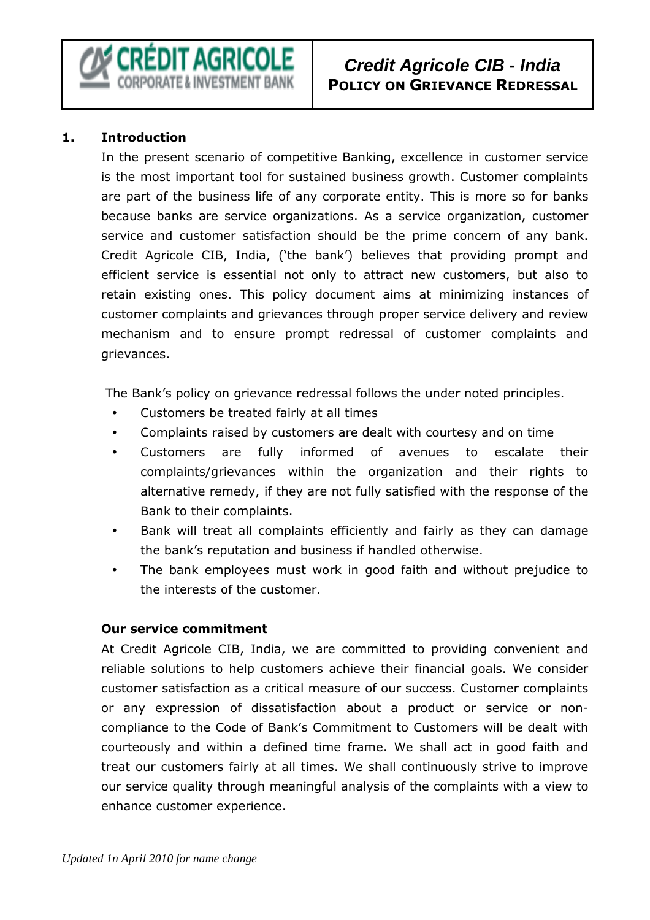# Credit Agricole CIB - India
## POLICY ON GRIEVANCE REDRESSAL

## 1. Introduction

In the present scenario of competitive Banking, excellence in customer service is the most important tool for sustained business growth. Customer complaints are part of the business life of any corporate entity. This is more so for banks because banks are service organizations. As a service organization, customer service and customer satisfaction should be the prime concern of any bank. Credit Agricole CIB, India, ('the bank') believes that providing prompt and efficient service is essential not only to attract new customers, but also to retain existing ones. This policy document aims at minimizing instances of customer complaints and grievances through proper service delivery and review mechanism and to ensure prompt redressal of customer complaints and grievances.

The Bank's policy on grievance redressal follows the under noted principles.

- Customers be treated fairly at all times
- Complaints raised by customers are dealt with courtesy and on time
- Customers are fully informed of avenues to escalate their complaints/grievances within the organization and their rights to alternative remedy, if they are not fully satisfied with the response of the Bank to their complaints.
- Bank will treat all complaints efficiently and fairly as they can damage the bank's reputation and business if handled otherwise.
- The bank employees must work in good faith and without prejudice to the interests of the customer.

### Our service commitment

At Credit Agricole CIB, India, we are committed to providing convenient and reliable solutions to help customers achieve their financial goals. We consider customer satisfaction as a critical measure of our success. Customer complaints or any expression of dissatisfaction about a product or service or non-compliance to the Code of Bank's Commitment to Customers will be dealt with courteously and within a defined time frame. We shall act in good faith and treat our customers fairly at all times. We shall continuously strive to improve our service quality through meaningful analysis of the complaints with a view to enhance customer experience.

*Updated 1n April 2010 for name change*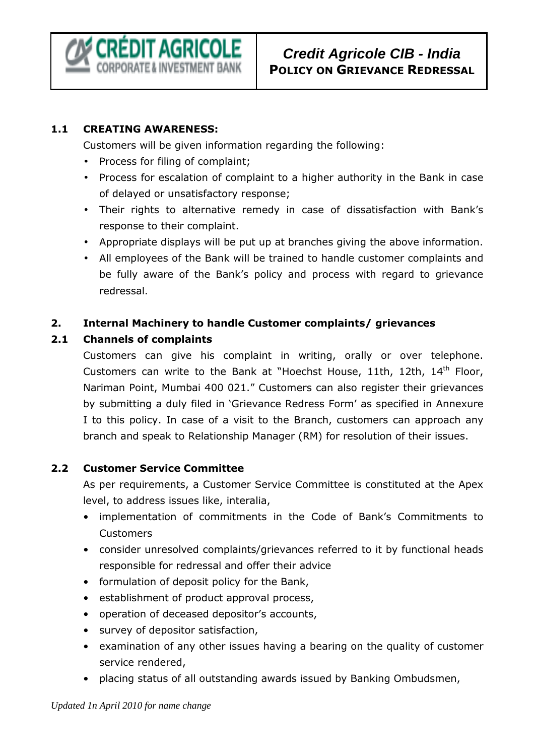### 1.1 CREATING AWARENESS:

Customers will be given information regarding the following:

- Process for filing of complaint;
- Process for escalation of complaint to a higher authority in the Bank in case of delayed or unsatisfactory response;
- Their rights to alternative remedy in case of dissatisfaction with Bank's response to their complaint.
- Appropriate displays will be put up at branches giving the above information.
- All employees of the Bank will be trained to handle customer complaints and be fully aware of the Bank's policy and process with regard to grievance redressal.

## 2. Internal Machinery to handle Customer complaints/ grievances

### 2.1 Channels of complaints

Customers can give his complaint in writing, orally or over telephone. Customers can write to the Bank at "Hoechst House, 11th, 12th, 14th Floor, Nariman Point, Mumbai 400 021." Customers can also register their grievances by submitting a duly filed in 'Grievance Redress Form' as specified in Annexure I to this policy. In case of a visit to the Branch, customers can approach any branch and speak to Relationship Manager (RM) for resolution of their issues.

### 2.2 Customer Service Committee

As per requirements, a Customer Service Committee is constituted at the Apex level, to address issues like, interalia,

- implementation of commitments in the Code of Bank's Commitments to Customers
- consider unresolved complaints/grievances referred to it by functional heads responsible for redressal and offer their advice
- formulation of deposit policy for the Bank,
- establishment of product approval process,
- operation of deceased depositor's accounts,
- survey of depositor satisfaction,
- examination of any other issues having a bearing on the quality of customer service rendered,
- placing status of all outstanding awards issued by Banking Ombudsmen,

*Updated 1n April 2010 for name change*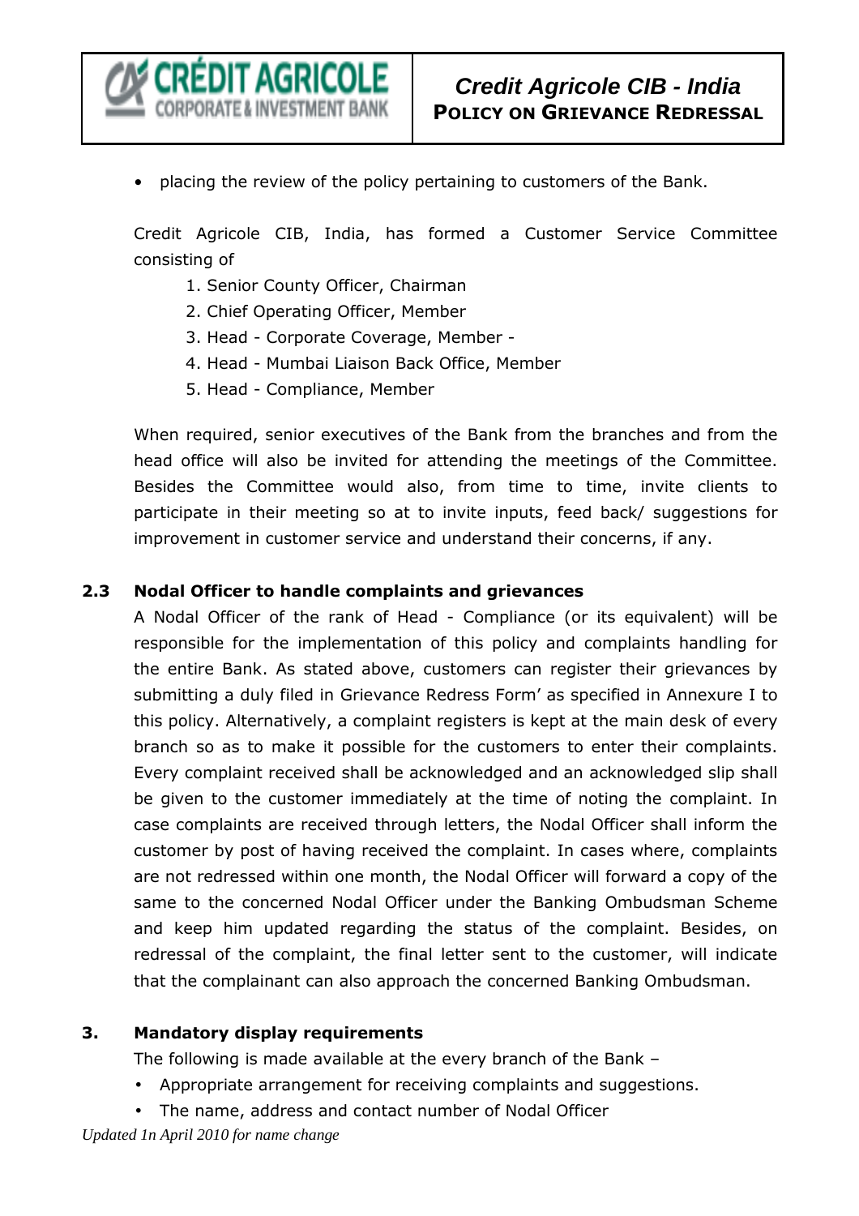- placing the review of the policy pertaining to customers of the Bank.

Credit Agricole CIB, India, has formed a Customer Service Committee consisting of

1. Senior County Officer, Chairman
2. Chief Operating Officer, Member
3. Head - Corporate Coverage, Member -
4. Head - Mumbai Liaison Back Office, Member
5. Head - Compliance, Member

When required, senior executives of the Bank from the branches and from the head office will also be invited for attending the meetings of the Committee. Besides the Committee would also, from time to time, invite clients to participate in their meeting so at to invite inputs, feed back/ suggestions for improvement in customer service and understand their concerns, if any.

## 2.3 Nodal Officer to handle complaints and grievances

A Nodal Officer of the rank of Head - Compliance (or its equivalent) will be responsible for the implementation of this policy and complaints handling for the entire Bank. As stated above, customers can register their grievances by submitting a duly filed in Grievance Redress Form' as specified in Annexure I to this policy. Alternatively, a complaint registers is kept at the main desk of every branch so as to make it possible for the customers to enter their complaints. Every complaint received shall be acknowledged and an acknowledged slip shall be given to the customer immediately at the time of noting the complaint. In case complaints are received through letters, the Nodal Officer shall inform the customer by post of having received the complaint. In cases where, complaints are not redressed within one month, the Nodal Officer will forward a copy of the same to the concerned Nodal Officer under the Banking Ombudsman Scheme and keep him updated regarding the status of the complaint. Besides, on redressal of the complaint, the final letter sent to the customer, will indicate that the complainant can also approach the concerned Banking Ombudsman.

## 3. Mandatory display requirements

The following is made available at the every branch of the Bank –

- Appropriate arrangement for receiving complaints and suggestions.
- The name, address and contact number of Nodal Officer

*Updated 1n April 2010 for name change*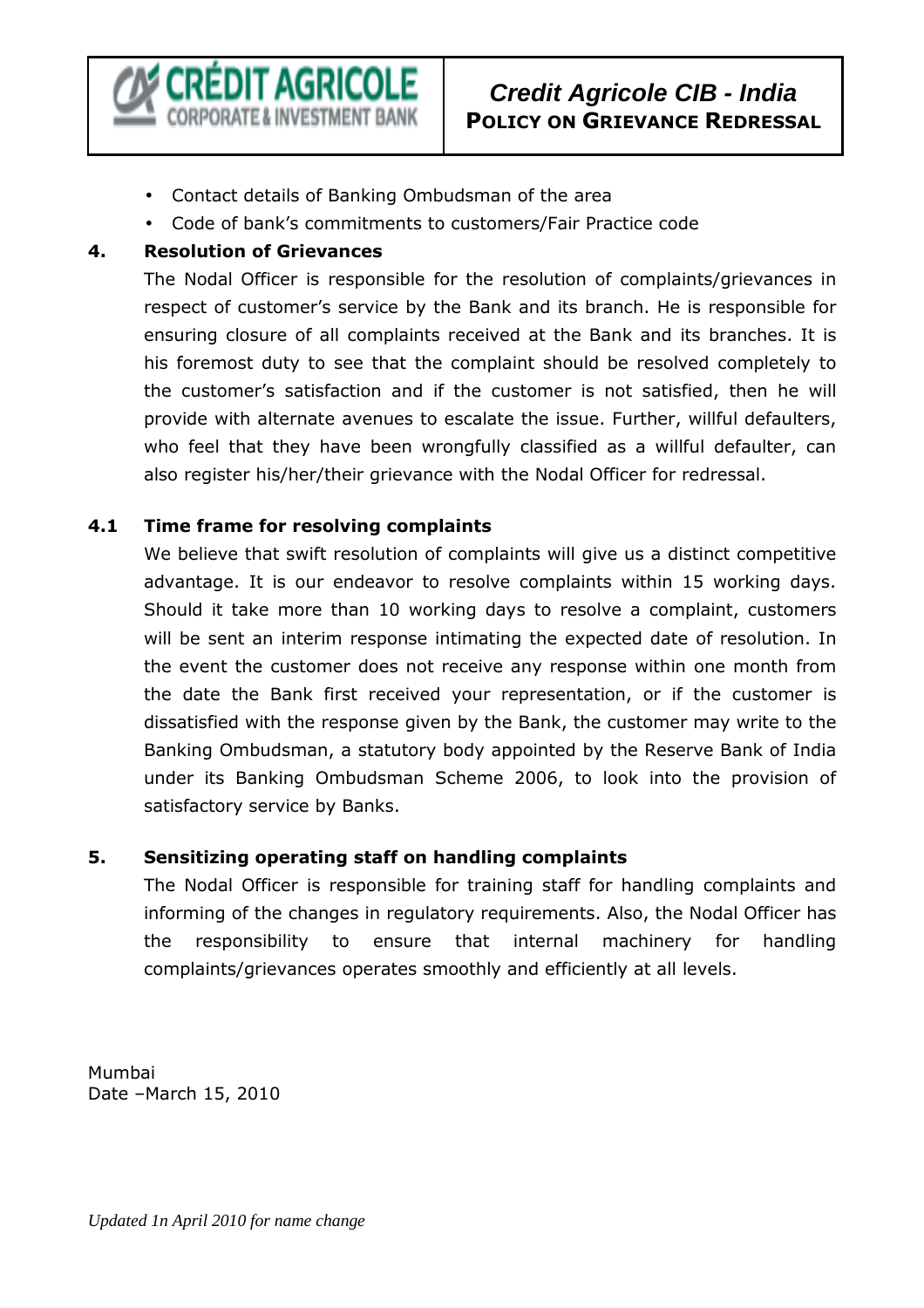- Contact details of Banking Ombudsman of the area
- Code of bank's commitments to customers/Fair Practice code

## 4. Resolution of Grievances

The Nodal Officer is responsible for the resolution of complaints/grievances in respect of customer's service by the Bank and its branch. He is responsible for ensuring closure of all complaints received at the Bank and its branches. It is his foremost duty to see that the complaint should be resolved completely to the customer's satisfaction and if the customer is not satisfied, then he will provide with alternate avenues to escalate the issue. Further, willful defaulters, who feel that they have been wrongfully classified as a willful defaulter, can also register his/her/their grievance with the Nodal Officer for redressal.

### 4.1 Time frame for resolving complaints

We believe that swift resolution of complaints will give us a distinct competitive advantage. It is our endeavor to resolve complaints within 15 working days. Should it take more than 10 working days to resolve a complaint, customers will be sent an interim response intimating the expected date of resolution. In the event the customer does not receive any response within one month from the date the Bank first received your representation, or if the customer is dissatisfied with the response given by the Bank, the customer may write to the Banking Ombudsman, a statutory body appointed by the Reserve Bank of India under its Banking Ombudsman Scheme 2006, to look into the provision of satisfactory service by Banks.

## 5. Sensitizing operating staff on handling complaints

The Nodal Officer is responsible for training staff for handling complaints and informing of the changes in regulatory requirements. Also, the Nodal Officer has the responsibility to ensure that internal machinery for handling complaints/grievances operates smoothly and efficiently at all levels.

Mumbai
Date –March 15, 2010

*Updated 1n April 2010 for name change*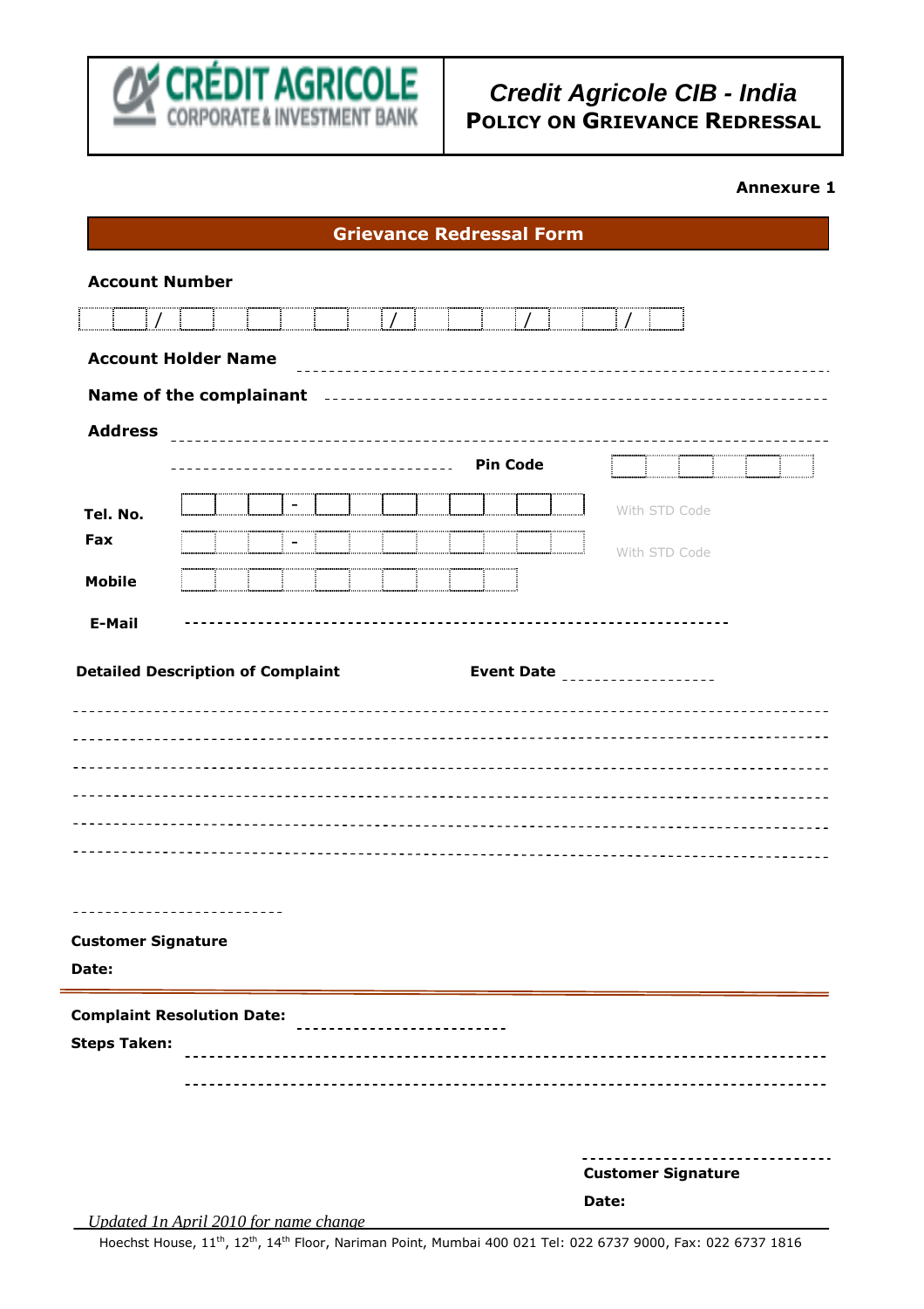**Credit Agricole CIB - India**
**POLICY ON GRIEVANCE REDRESSAL**

**Annexure 1**

## Grievance Redressal Form

**Account Number**

| | | | | | | | | | | | | | | | | | | | |
|---|---|---|---|---|---|---|---|---|---|---|---|---|---|---|---|---|---|---|---|
| | | / | | | | | | | / | | | | / | | | | / | | |

**Account Holder Name** ------------------------------------------------------------

**Name of the complainant** ------------------------------------------------------------

**Address** ------------------------------------------------------------

------------------------------------ **Pin Code** | | | | | | |

**Tel. No.** | | | - | | | | | | | | — With STD Code

**Fax** | | | - | | | | | | | | — With STD Code

**Mobile** | | | | | | | | | | |

**E-Mail** ------------------------------------------------------------

**Detailed Description of Complaint** **Event Date** ------------------

------------------------------------------------------------

------------------------------------------------------------

------------------------------------------------------------

------------------------------------------------------------

------------------------------------------------------------

------------------------------------------------------------

--------------------------

**Customer Signature**

**Date:**

---

**Complaint Resolution Date:** --------------------------

**Steps Taken:** ------------------------------------------------------------

------------------------------------------------------------

------------------------------

**Customer Signature**

**Date:**

*Updated 1n April 2010 for name change*

Hoechst House, 11th, 12th, 14th Floor, Nariman Point, Mumbai 400 021 Tel: 022 6737 9000, Fax: 022 6737 1816